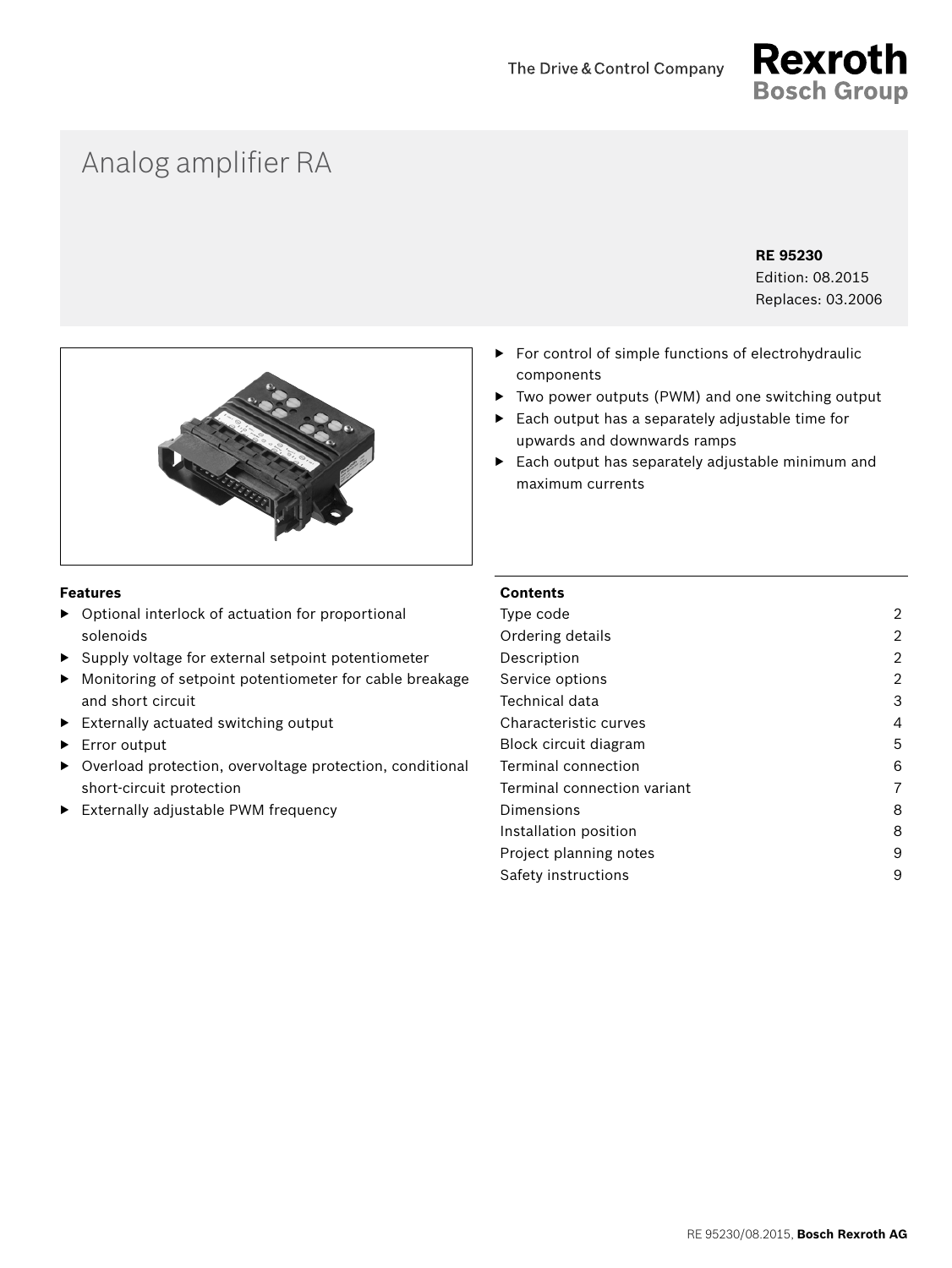The Drive & Control Company

**Rexroth**
**Bosch Group**

# Analog amplifier RA

**RE 95230**
Edition: 08.2015
Replaces: 03.2006

- For control of simple functions of electrohydraulic components
- Two power outputs (PWM) and one switching output
- Each output has a separately adjustable time for upwards and downwards ramps
- Each output has separately adjustable minimum and maximum currents

### Features

- Optional interlock of actuation for proportional solenoids
- Supply voltage for external setpoint potentiometer
- Monitoring of setpoint potentiometer for cable breakage and short circuit
- Externally actuated switching output
- Error output
- Overload protection, overvoltage protection, conditional short-circuit protection
- Externally adjustable PWM frequency

### Contents

| | |
|---|---|
| Type code | 2 |
| Ordering details | 2 |
| Description | 2 |
| Service options | 2 |
| Technical data | 3 |
| Characteristic curves | 4 |
| Block circuit diagram | 5 |
| Terminal connection | 6 |
| Terminal connection variant | 7 |
| Dimensions | 8 |
| Installation position | 8 |
| Project planning notes | 9 |
| Safety instructions | 9 |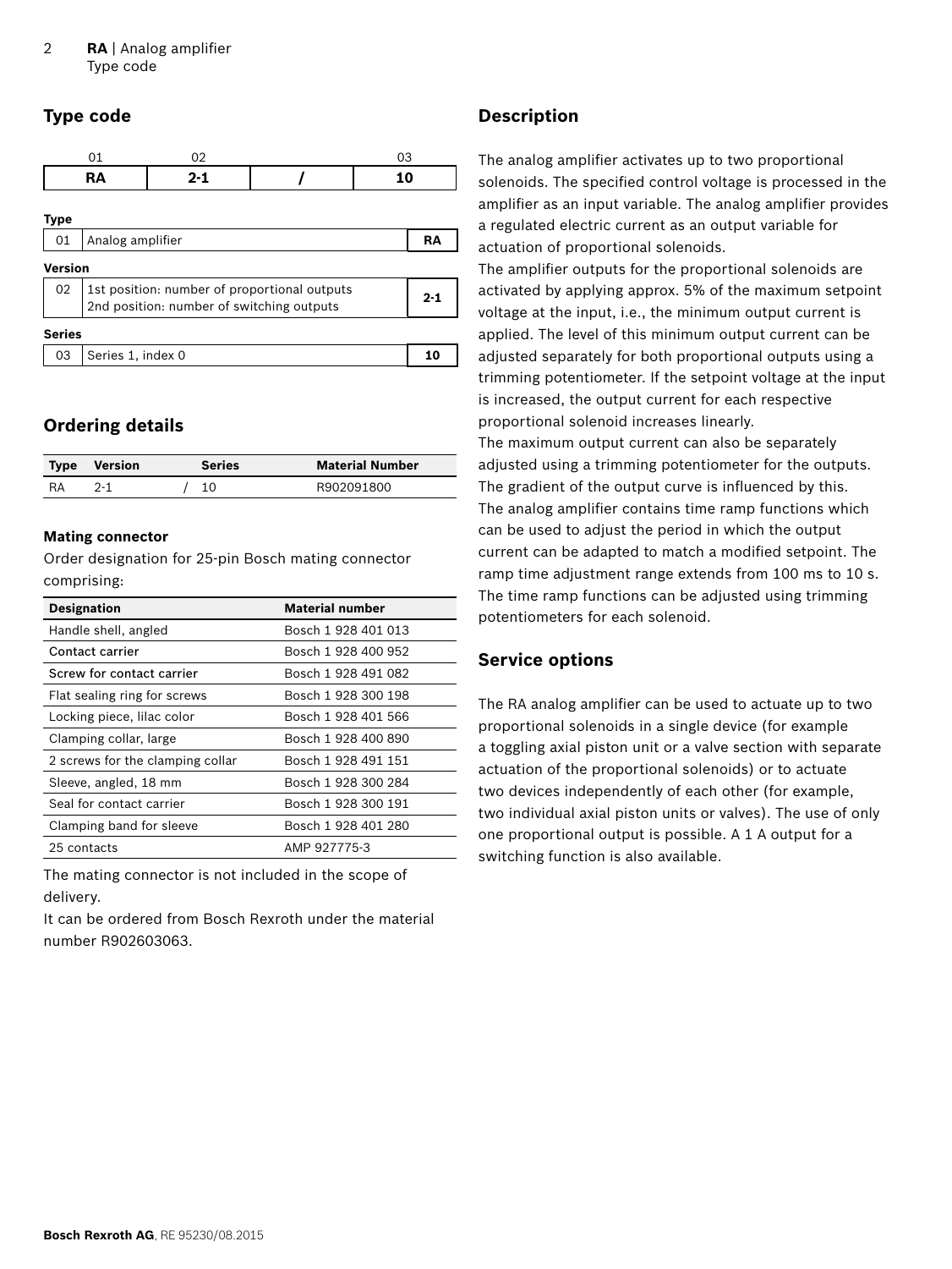## Type code

| 01 | 02 | | 03 |
|---|---|---|---|
| **RA** | **2-1** | **/** | **10** |

**Type**

| | | |
|---|---|---|
| 01 | Analog amplifier | **RA** |

**Version**

| | | |
|---|---|---|
| 02 | 1st position: number of proportional outputs<br>2nd position: number of switching outputs | **2-1** |

**Series**

| | | |
|---|---|---|
| 03 | Series 1, index 0 | **10** |

## Ordering details

| Type | Version | | Series | Material Number |
|---|---|---|---|---|
| RA | 2-1 | / | 10 | R902091800 |

### Mating connector

Order designation for 25-pin Bosch mating connector comprising:

| Designation | Material number |
|---|---|
| Handle shell, angled | Bosch 1 928 401 013 |
| Contact carrier | Bosch 1 928 400 952 |
| Screw for contact carrier | Bosch 1 928 491 082 |
| Flat sealing ring for screws | Bosch 1 928 300 198 |
| Locking piece, lilac color | Bosch 1 928 401 566 |
| Clamping collar, large | Bosch 1 928 400 890 |
| 2 screws for the clamping collar | Bosch 1 928 491 151 |
| Sleeve, angled, 18 mm | Bosch 1 928 300 284 |
| Seal for contact carrier | Bosch 1 928 300 191 |
| Clamping band for sleeve | Bosch 1 928 401 280 |
| 25 contacts | AMP 927775-3 |

The mating connector is not included in the scope of delivery.

It can be ordered from Bosch Rexroth under the material number R902603063.

## Description

The analog amplifier activates up to two proportional solenoids. The specified control voltage is processed in the amplifier as an input variable. The analog amplifier provides a regulated electric current as an output variable for actuation of proportional solenoids.

The amplifier outputs for the proportional solenoids are activated by applying approx. 5% of the maximum setpoint voltage at the input, i.e., the minimum output current is applied. The level of this minimum output current can be adjusted separately for both proportional outputs using a trimming potentiometer. If the setpoint voltage at the input is increased, the output current for each respective proportional solenoid increases linearly.

The maximum output current can also be separately adjusted using a trimming potentiometer for the outputs. The gradient of the output curve is influenced by this.

The analog amplifier contains time ramp functions which can be used to adjust the period in which the output current can be adapted to match a modified setpoint. The ramp time adjustment range extends from 100 ms to 10 s. The time ramp functions can be adjusted using trimming potentiometers for each solenoid.

## Service options

The RA analog amplifier can be used to actuate up to two proportional solenoids in a single device (for example a toggling axial piston unit or a valve section with separate actuation of the proportional solenoids) or to actuate two devices independently of each other (for example, two individual axial piston units or valves). The use of only one proportional output is possible. A 1 A output for a switching function is also available.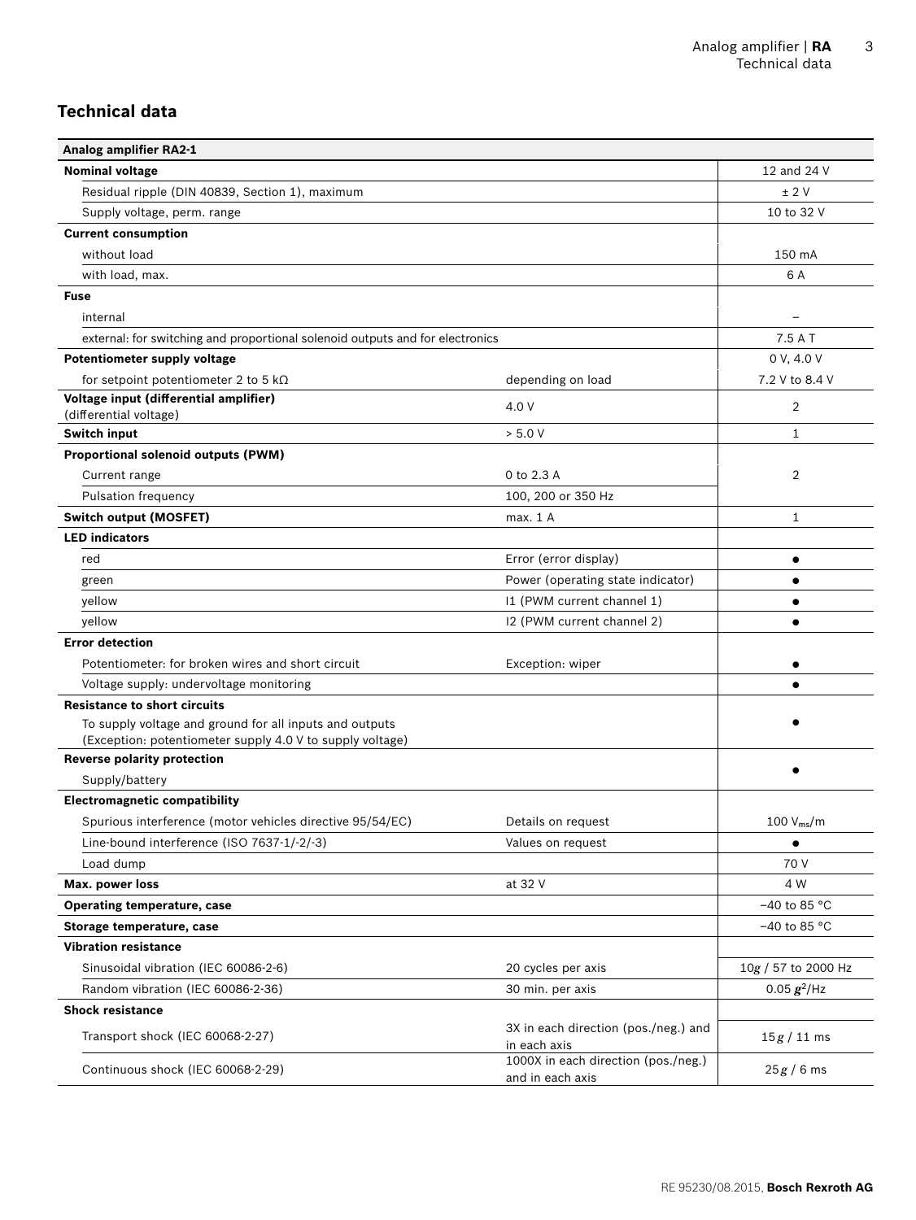## Technical data

| Analog amplifier RA2-1 | | |
|---|---|---|
| **Nominal voltage** | | 12 and 24 V |
| Residual ripple (DIN 40839, Section 1), maximum | | ± 2 V |
| Supply voltage, perm. range | | 10 to 32 V |
| **Current consumption** | | |
| without load | | 150 mA |
| with load, max. | | 6 A |
| **Fuse** | | |
| internal | | – |
| external: for switching and proportional solenoid outputs and for electronics | | 7.5 A T |
| **Potentiometer supply voltage** | | 0 V, 4.0 V |
| for setpoint potentiometer 2 to 5 kΩ | depending on load | 7.2 V to 8.4 V |
| **Voltage input (differential amplifier)** (differential voltage) | 4.0 V | 2 |
| **Switch input** | > 5.0 V | 1 |
| **Proportional solenoid outputs (PWM)** | | |
| Current range | 0 to 2.3 A | 2 |
| Pulsation frequency | 100, 200 or 350 Hz | |
| **Switch output (MOSFET)** | max. 1 A | 1 |
| **LED indicators** | | |
| red | Error (error display) | ● |
| green | Power (operating state indicator) | ● |
| yellow | I1 (PWM current channel 1) | ● |
| yellow | I2 (PWM current channel 2) | ● |
| **Error detection** | | |
| Potentiometer: for broken wires and short circuit | Exception: wiper | ● |
| Voltage supply: undervoltage monitoring | | ● |
| **Resistance to short circuits** | | |
| To supply voltage and ground for all inputs and outputs (Exception: potentiometer supply 4.0 V to supply voltage) | | ● |
| **Reverse polarity protection** | | |
| Supply/battery | | ● |
| **Electromagnetic compatibility** | | |
| Spurious interference (motor vehicles directive 95/54/EC) | Details on request | 100 $V_{ms}$/m |
| Line-bound interference (ISO 7637-1/-2/-3) | Values on request | ● |
| Load dump | | 70 V |
| **Max. power loss** | at 32 V | 4 W |
| **Operating temperature, case** | | –40 to 85 °C |
| **Storage temperature, case** | | –40 to 85 °C |
| **Vibration resistance** | | |
| Sinusoidal vibration (IEC 60086-2-6) | 20 cycles per axis | 10*g* / 57 to 2000 Hz |
| Random vibration (IEC 60086-2-36) | 30 min. per axis | 0.05 $g^2$/Hz |
| **Shock resistance** | | |
| Transport shock (IEC 60068-2-27) | 3X in each direction (pos./neg.) and in each axis | 15*g* / 11 ms |
| Continuous shock (IEC 60068-2-29) | 1000X in each direction (pos./neg.) and in each axis | 25*g* / 6 ms |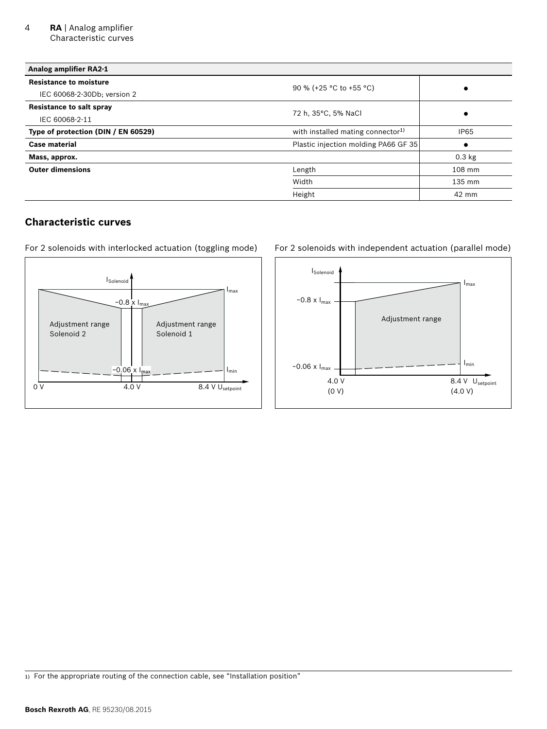| Analog amplifier RA2-1 | | |
|---|---|---|
| **Resistance to moisture**<br>IEC 60068-2-30Db; version 2 | 90 % (+25 °C to +55 °C) | ● |
| **Resistance to salt spray**<br>IEC 60068-2-11 | 72 h, 35°C, 5% NaCl | ● |
| **Type of protection (DIN / EN 60529)** | with installed mating connector[1)] | IP65 |
| **Case material** | Plastic injection molding PA66 GF 35 | ● |
| **Mass, approx.** | | 0.3 kg |
| **Outer dimensions** | Length | 108 mm |
| | Width | 135 mm |
| | Height | 42 mm |

## Characteristic curves

For 2 solenoids with interlocked actuation (toggling mode)

$I_{Solenoid}$; $I_{max}$; ~0.8 x $I_{max}$; Adjustment range Solenoid 2; Adjustment range Solenoid 1; ~0.06 x $I_{max}$; $I_{min}$; 0 V; 4.0 V; 8.4 V $U_{setpoint}$

For 2 solenoids with independent actuation (parallel mode)

$I_{Solenoid}$; $I_{max}$; ~0.8 x $I_{max}$; Adjustment range; ~0.06 x $I_{max}$; $I_{min}$; 4.0 V (0 V); 8.4 V (4.0 V) $U_{setpoint}$

1) For the appropriate routing of the connection cable, see “Installation position”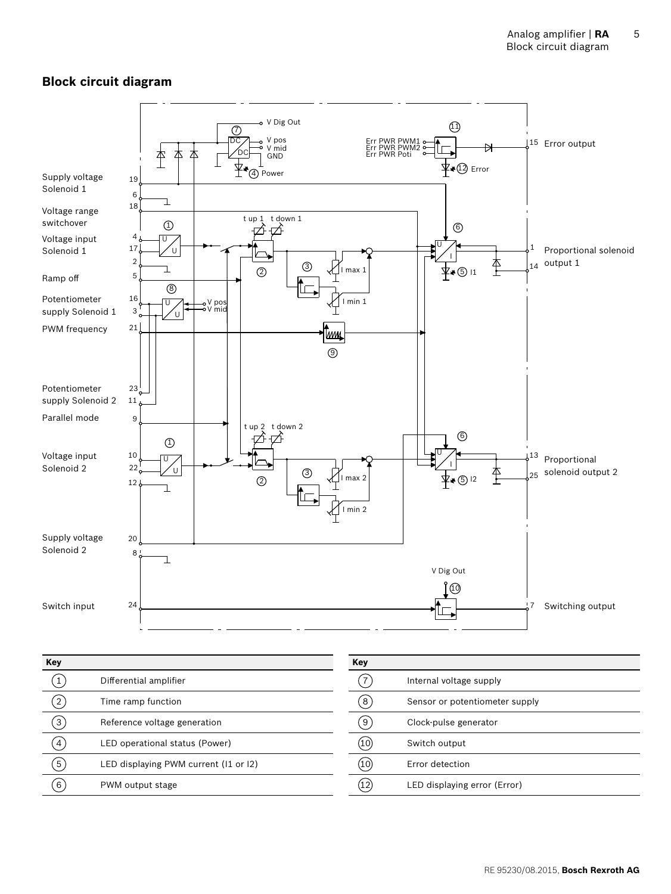## Block circuit diagram

Supply voltage Solenoid 1 — 19, 6
Voltage range switchover — 18
Voltage input Solenoid 1 — 4, 17, 2
Ramp off — 5
Potentiometer supply Solenoid 1 — 16, 3
PWM frequency — 21
Potentiometer supply Solenoid 2 — 23, 11
Parallel mode — 9
Voltage input Solenoid 2 — 10, 22, 12
Supply voltage Solenoid 2 — 20, 8
Switch input — 24

15 Error output
1, 14 Proportional solenoid output 1
13, 25 Proportional solenoid output 2
7 Switching output

V Dig Out, V pos, V mid, GND, DC/DC, Power, Err PWR PWM1, Err PWR PWM2, Err PWR Poti, Error, t up 1, t down 1, t up 2, t down 2, I max 1, I min 1, I max 2, I min 2, I1, I2

| Key | |
|---|---|
| 1 | Differential amplifier |
| 2 | Time ramp function |
| 3 | Reference voltage generation |
| 4 | LED operational status (Power) |
| 5 | LED displaying PWM current (I1 or I2) |
| 6 | PWM output stage |

| Key | |
|---|---|
| 7 | Internal voltage supply |
| 8 | Sensor or potentiometer supply |
| 9 | Clock-pulse generator |
| 10 | Switch output |
| 10 | Error detection |
| 12 | LED displaying error (Error) |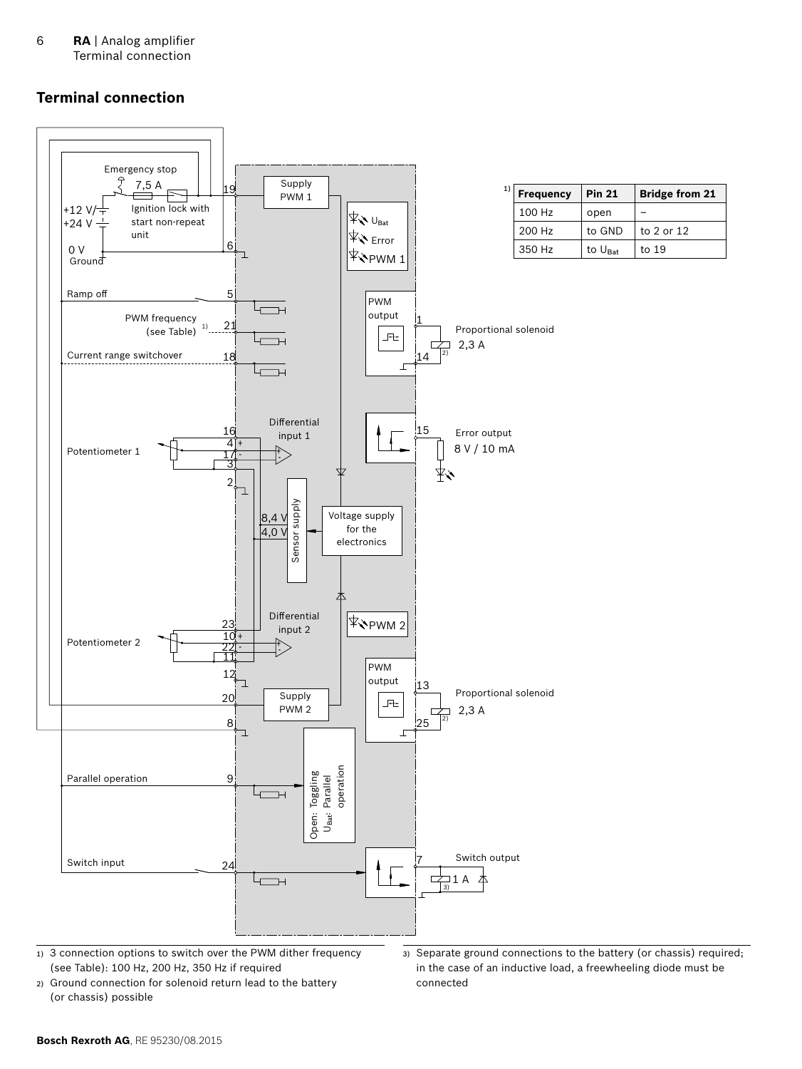## Terminal connection

Emergency stop

7,5 A

Ignition lock with start non-repeat unit

+12 V/
+24 V

0 V
Ground

Ramp off

PWM frequency (see Table) [1)]

Current range switchover

Potentiometer 1

Potentiometer 2

Parallel operation

Switch input

Supply PWM 1

$U_{Bat}$

Error

PWM 1

PWM output

Proportional solenoid 2,3 A

Error output 8 V / 10 mA

Differential input 1

Sensor supply

8,4 V

4,0 V

Voltage supply for the electronics

Differential input 2

PWM 2

Supply PWM 2

Proportional solenoid 2,3 A

Open: Toggling
$U_{Bat}$: Parallel operation

Switch output 1 A

| Frequency | Pin 21 | Bridge from 21 |
|---|---|---|
| 100 Hz | open | – |
| 200 Hz | to GND | to 2 or 12 |
| 350 Hz | to $U_{Bat}$ | to 19 |

1) 3 connection options to switch over the PWM dither frequency (see Table): 100 Hz, 200 Hz, 350 Hz if required

2) Ground connection for solenoid return lead to the battery (or chassis) possible

3) Separate ground connections to the battery (or chassis) required; in the case of an inductive load, a freewheeling diode must be connected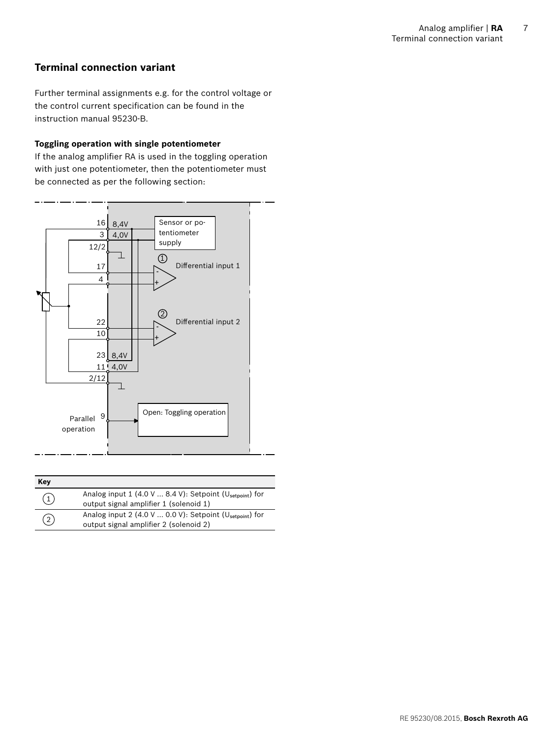## Terminal connection variant

Further terminal assignments e.g. for the control voltage or the control current specification can be found in the instruction manual 95230-B.

### Toggling operation with single potentiometer

If the analog amplifier RA is used in the toggling operation with just one potentiometer, then the potentiometer must be connected as per the following section:

| Key | |
|---|---|
| 1 | Analog input 1 (4.0 V ... 8.4 V): Setpoint ($U_{setpoint}$) for output signal amplifier 1 (solenoid 1) |
| 2 | Analog input 2 (4.0 V ... 0.0 V): Setpoint ($U_{setpoint}$) for output signal amplifier 2 (solenoid 2) |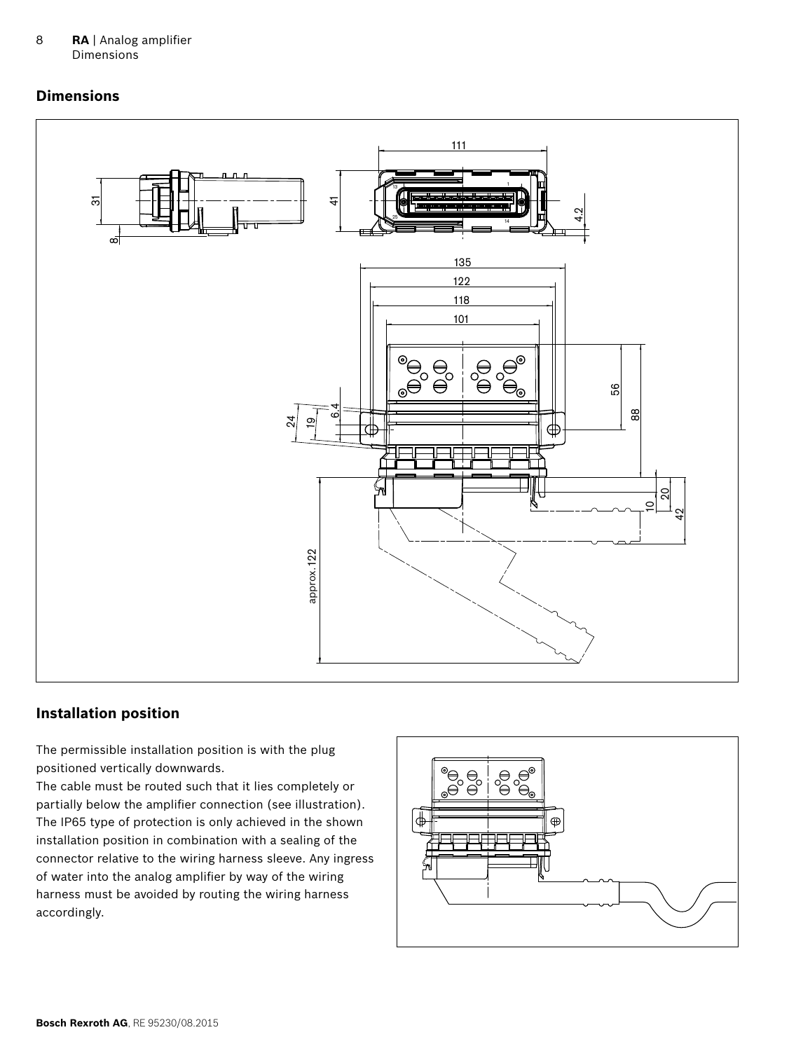## Dimensions

## Installation position

The permissible installation position is with the plug positioned vertically downwards.
The cable must be routed such that it lies completely or partially below the amplifier connection (see illustration).
The IP65 type of protection is only achieved in the shown installation position in combination with a sealing of the connector relative to the wiring harness sleeve. Any ingress of water into the analog amplifier by way of the wiring harness must be avoided by routing the wiring harness accordingly.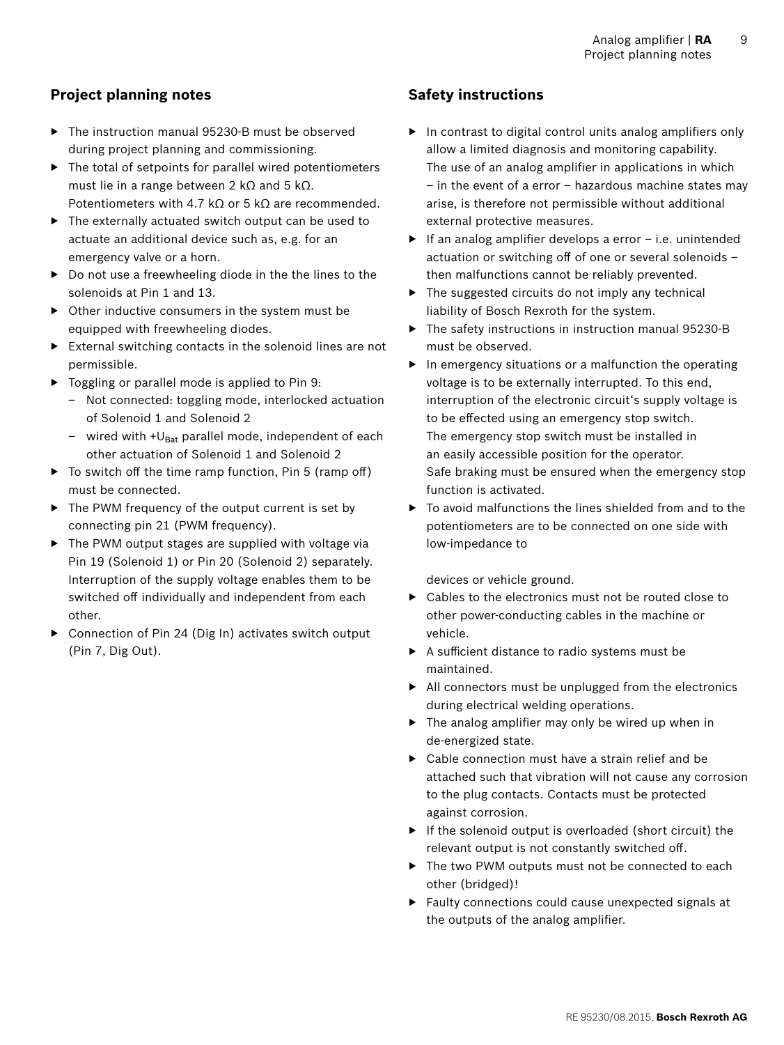## Project planning notes

- The instruction manual 95230-B must be observed during project planning and commissioning.
- The total of setpoints for parallel wired potentiometers must lie in a range between 2 kΩ and 5 kΩ. Potentiometers with 4.7 kΩ or 5 kΩ are recommended.
- The externally actuated switch output can be used to actuate an additional device such as, e.g. for an emergency valve or a horn.
- Do not use a freewheeling diode in the the lines to the solenoids at Pin 1 and 13.
- Other inductive consumers in the system must be equipped with freewheeling diodes.
- External switching contacts in the solenoid lines are not permissible.
- Toggling or parallel mode is applied to Pin 9:
  - Not connected: toggling mode, interlocked actuation of Solenoid 1 and Solenoid 2
  - wired with $+U_{Bat}$ parallel mode, independent of each other actuation of Solenoid 1 and Solenoid 2
- To switch off the time ramp function, Pin 5 (ramp off) must be connected.
- The PWM frequency of the output current is set by connecting pin 21 (PWM frequency).
- The PWM output stages are supplied with voltage via Pin 19 (Solenoid 1) or Pin 20 (Solenoid 2) separately. Interruption of the supply voltage enables them to be switched off individually and independent from each other.
- Connection of Pin 24 (Dig In) activates switch output (Pin 7, Dig Out).

## Safety instructions

- In contrast to digital control units analog amplifiers only allow a limited diagnosis and monitoring capability. The use of an analog amplifier in applications in which – in the event of a error – hazardous machine states may arise, is therefore not permissible without additional external protective measures.
- If an analog amplifier develops a error – i.e. unintended actuation or switching off of one or several solenoids – then malfunctions cannot be reliably prevented.
- The suggested circuits do not imply any technical liability of Bosch Rexroth for the system.
- The safety instructions in instruction manual 95230-B must be observed.
- In emergency situations or a malfunction the operating voltage is to be externally interrupted. To this end, interruption of the electronic circuit's supply voltage is to be effected using an emergency stop switch. The emergency stop switch must be installed in an easily accessible position for the operator. Safe braking must be ensured when the emergency stop function is activated.
- To avoid malfunctions the lines shielded from and to the potentiometers are to be connected on one side with low-impedance to

  devices or vehicle ground.
- Cables to the electronics must not be routed close to other power-conducting cables in the machine or vehicle.
- A sufficient distance to radio systems must be maintained.
- All connectors must be unplugged from the electronics during electrical welding operations.
- The analog amplifier may only be wired up when in de-energized state.
- Cable connection must have a strain relief and be attached such that vibration will not cause any corrosion to the plug contacts. Contacts must be protected against corrosion.
- If the solenoid output is overloaded (short circuit) the relevant output is not constantly switched off.
- The two PWM outputs must not be connected to each other (bridged)!
- Faulty connections could cause unexpected signals at the outputs of the analog amplifier.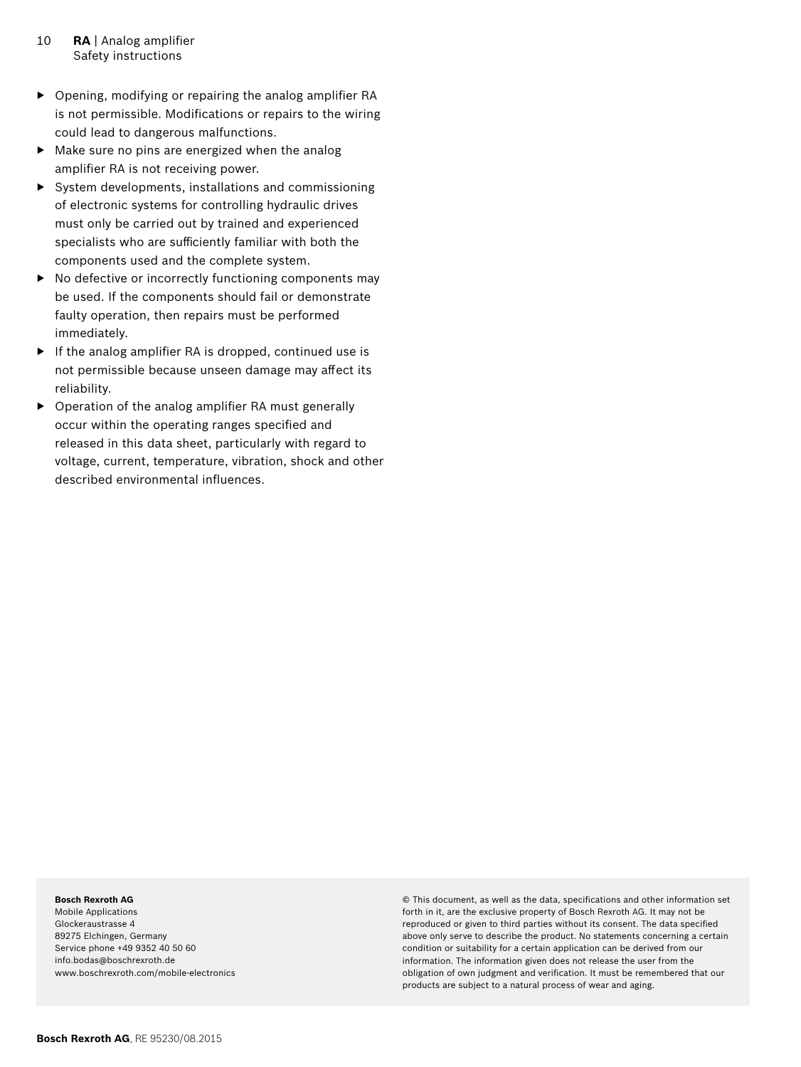- Opening, modifying or repairing the analog amplifier RA is not permissible. Modifications or repairs to the wiring could lead to dangerous malfunctions.
- Make sure no pins are energized when the analog amplifier RA is not receiving power.
- System developments, installations and commissioning of electronic systems for controlling hydraulic drives must only be carried out by trained and experienced specialists who are sufficiently familiar with both the components used and the complete system.
- No defective or incorrectly functioning components may be used. If the components should fail or demonstrate faulty operation, then repairs must be performed immediately.
- If the analog amplifier RA is dropped, continued use is not permissible because unseen damage may affect its reliability.
- Operation of the analog amplifier RA must generally occur within the operating ranges specified and released in this data sheet, particularly with regard to voltage, current, temperature, vibration, shock and other described environmental influences.

**Bosch Rexroth AG**
Mobile Applications
Glockeraustrasse 4
89275 Elchingen, Germany
Service phone +49 9352 40 50 60
info.bodas@boschrexroth.de
www.boschrexroth.com/mobile-electronics

© This document, as well as the data, specifications and other information set forth in it, are the exclusive property of Bosch Rexroth AG. It may not be reproduced or given to third parties without its consent. The data specified above only serve to describe the product. No statements concerning a certain condition or suitability for a certain application can be derived from our information. The information given does not release the user from the obligation of own judgment and verification. It must be remembered that our products are subject to a natural process of wear and aging.